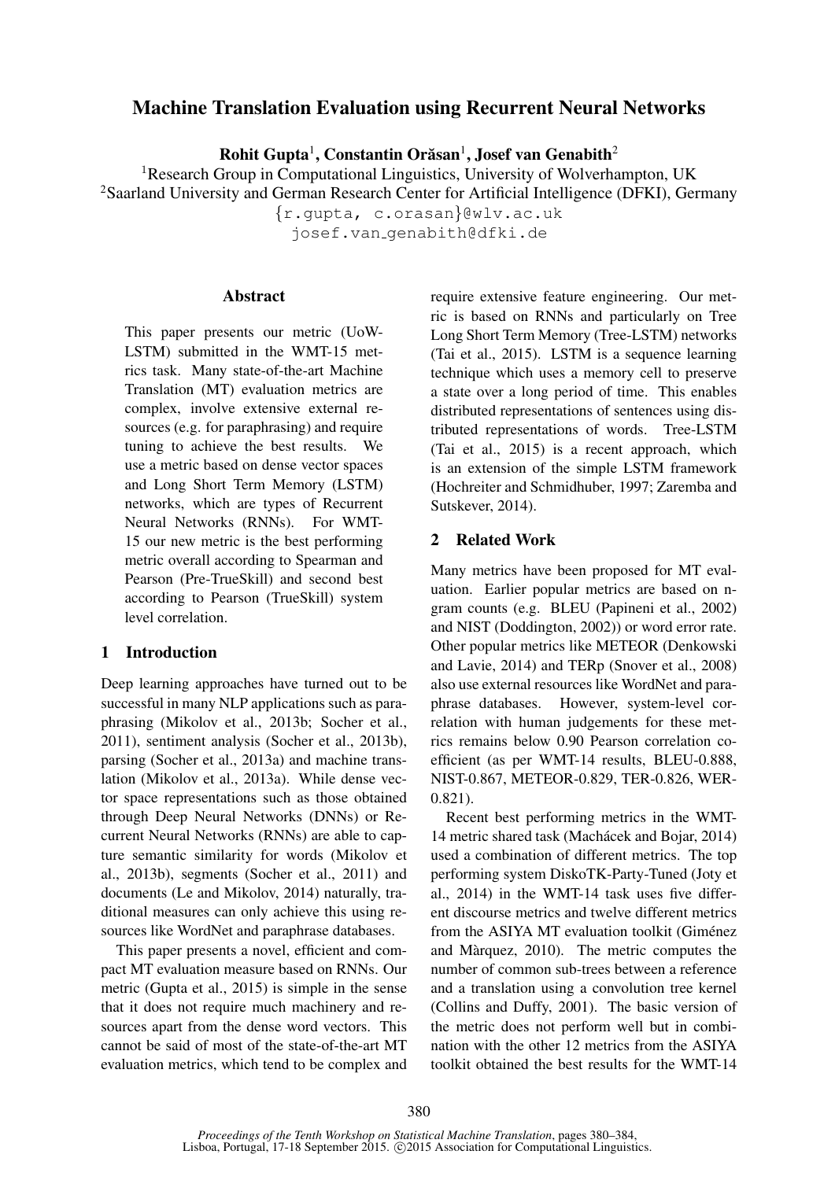# Machine Translation Evaluation using Recurrent Neural Networks

**Rohit Gupta**[1], **Constantin Orăsan**[1], **Josef van Genabith**[2]

[1]Research Group in Computational Linguistics, University of Wolverhampton, UK
[2]Saarland University and German Research Center for Artificial Intelligence (DFKI), Germany
{r.gupta, c.orasan}@wlv.ac.uk
josef.van_genabith@dfki.de

## Abstract

This paper presents our metric (UoW-LSTM) submitted in the WMT-15 metrics task. Many state-of-the-art Machine Translation (MT) evaluation metrics are complex, involve extensive external resources (e.g. for paraphrasing) and require tuning to achieve the best results. We use a metric based on dense vector spaces and Long Short Term Memory (LSTM) networks, which are types of Recurrent Neural Networks (RNNs). For WMT-15 our new metric is the best performing metric overall according to Spearman and Pearson (Pre-TrueSkill) and second best according to Pearson (TrueSkill) system level correlation.

## 1 Introduction

Deep learning approaches have turned out to be successful in many NLP applications such as paraphrasing (Mikolov et al., 2013b; Socher et al., 2011), sentiment analysis (Socher et al., 2013b), parsing (Socher et al., 2013a) and machine translation (Mikolov et al., 2013a). While dense vector space representations such as those obtained through Deep Neural Networks (DNNs) or Recurrent Neural Networks (RNNs) are able to capture semantic similarity for words (Mikolov et al., 2013b), segments (Socher et al., 2011) and documents (Le and Mikolov, 2014) naturally, traditional measures can only achieve this using resources like WordNet and paraphrase databases.

This paper presents a novel, efficient and compact MT evaluation measure based on RNNs. Our metric (Gupta et al., 2015) is simple in the sense that it does not require much machinery and resources apart from the dense word vectors. This cannot be said of most of the state-of-the-art MT evaluation metrics, which tend to be complex and require extensive feature engineering. Our metric is based on RNNs and particularly on Tree Long Short Term Memory (Tree-LSTM) networks (Tai et al., 2015). LSTM is a sequence learning technique which uses a memory cell to preserve a state over a long period of time. This enables distributed representations of sentences using distributed representations of words. Tree-LSTM (Tai et al., 2015) is a recent approach, which is an extension of the simple LSTM framework (Hochreiter and Schmidhuber, 1997; Zaremba and Sutskever, 2014).

## 2 Related Work

Many metrics have been proposed for MT evaluation. Earlier popular metrics are based on n-gram counts (e.g. BLEU (Papineni et al., 2002) and NIST (Doddington, 2002)) or word error rate. Other popular metrics like METEOR (Denkowski and Lavie, 2014) and TERp (Snover et al., 2008) also use external resources like WordNet and paraphrase databases. However, system-level correlation with human judgements for these metrics remains below 0.90 Pearson correlation coefficient (as per WMT-14 results, BLEU-0.888, NIST-0.867, METEOR-0.829, TER-0.826, WER-0.821).

Recent best performing metrics in the WMT-14 metric shared task (Machácek and Bojar, 2014) used a combination of different metrics. The top performing system DiskoTK-Party-Tuned (Joty et al., 2014) in the WMT-14 task uses five different discourse metrics and twelve different metrics from the ASIYA MT evaluation toolkit (Giménez and Màrquez, 2010). The metric computes the number of common sub-trees between a reference and a translation using a convolution tree kernel (Collins and Duffy, 2001). The basic version of the metric does not perform well but in combination with the other 12 metrics from the ASIYA toolkit obtained the best results for the WMT-14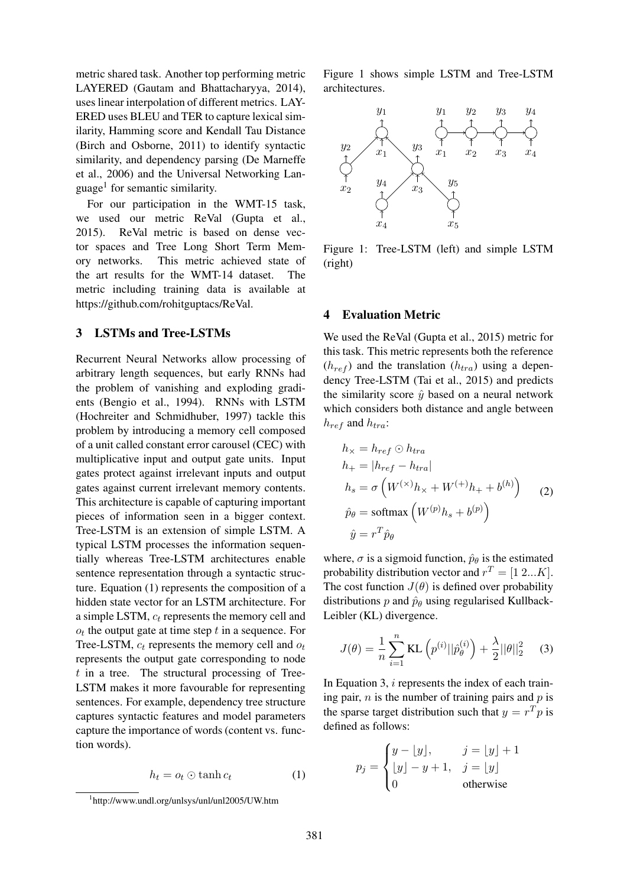metric shared task. Another top performing metric LAYERED (Gautam and Bhattacharyya, 2014), uses linear interpolation of different metrics. LAYERED uses BLEU and TER to capture lexical similarity, Hamming score and Kendall Tau Distance (Birch and Osborne, 2011) to identify syntactic similarity, and dependency parsing (De Marneffe et al., 2006) and the Universal Networking Language[1] for semantic similarity.

For our participation in the WMT-15 task, we used our metric ReVal (Gupta et al., 2015). ReVal metric is based on dense vector spaces and Tree Long Short Term Memory networks. This metric achieved state of the art results for the WMT-14 dataset. The metric including training data is available at https://github.com/rohitguptacs/ReVal.

## 3 LSTMs and Tree-LSTMs

Recurrent Neural Networks allow processing of arbitrary length sequences, but early RNNs had the problem of vanishing and exploding gradients (Bengio et al., 1994). RNNs with LSTM (Hochreiter and Schmidhuber, 1997) tackle this problem by introducing a memory cell composed of a unit called constant error carousel (CEC) with multiplicative input and output gate units. Input gates protect against irrelevant inputs and output gates against current irrelevant memory contents. This architecture is capable of capturing important pieces of information seen in a bigger context. Tree-LSTM is an extension of simple LSTM. A typical LSTM processes the information sequentially whereas Tree-LSTM architectures enable sentence representation through a syntactic structure. Equation (1) represents the composition of a hidden state vector for an LSTM architecture. For a simple LSTM, $c_t$ represents the memory cell and $o_t$ the output gate at time step $t$ in a sequence. For Tree-LSTM, $c_t$ represents the memory cell and $o_t$ represents the output gate corresponding to node $t$ in a tree. The structural processing of Tree-LSTM makes it more favourable for representing sentences. For example, dependency tree structure captures syntactic features and model parameters capture the importance of words (content vs. function words).

$$h_t = o_t \odot \tanh c_t \tag{1}$$

[1] http://www.undl.org/unlsys/unl/unl2005/UW.htm

Figure 1 shows simple LSTM and Tree-LSTM architectures.

Figure 1: Tree-LSTM (left) and simple LSTM (right)

## 4 Evaluation Metric

We used the ReVal (Gupta et al., 2015) metric for this task. This metric represents both the reference ($h_{ref}$) and the translation ($h_{tra}$) using a dependency Tree-LSTM (Tai et al., 2015) and predicts the similarity score $\hat{y}$ based on a neural network which considers both distance and angle between $h_{ref}$ and $h_{tra}$:

$$
\begin{aligned}
h_{\times} &= h_{ref} \odot h_{tra} \\
h_{+} &= |h_{ref} - h_{tra}| \\
h_s &= \sigma\left(W^{(\times)} h_{\times} + W^{(+)} h_{+} + b^{(h)}\right) \\
\hat{p}_\theta &= \text{softmax}\left(W^{(p)} h_s + b^{(p)}\right) \\
\hat{y} &= r^T \hat{p}_\theta
\end{aligned} \tag{2}
$$

where, $\sigma$ is a sigmoid function, $\hat{p}_\theta$ is the estimated probability distribution vector and $r^T = [1\ 2 \ldots K]$. The cost function $J(\theta)$ is defined over probability distributions $p$ and $\hat{p}_\theta$ using regularised Kullback-Leibler (KL) divergence.

$$J(\theta) = \frac{1}{n} \sum_{i=1}^{n} \text{KL}\left(p^{(i)} || \hat{p}_\theta^{(i)}\right) + \frac{\lambda}{2} ||\theta||_2^2 \tag{3}$$

In Equation 3, $i$ represents the index of each training pair, $n$ is the number of training pairs and $p$ is the sparse target distribution such that $y = r^T p$ is defined as follows:

$$
p_j = \begin{cases} y - \lfloor y \rfloor, & j = \lfloor y \rfloor + 1 \\ \lfloor y \rfloor - y + 1, & j = \lfloor y \rfloor \\ 0 & \text{otherwise} \end{cases}
$$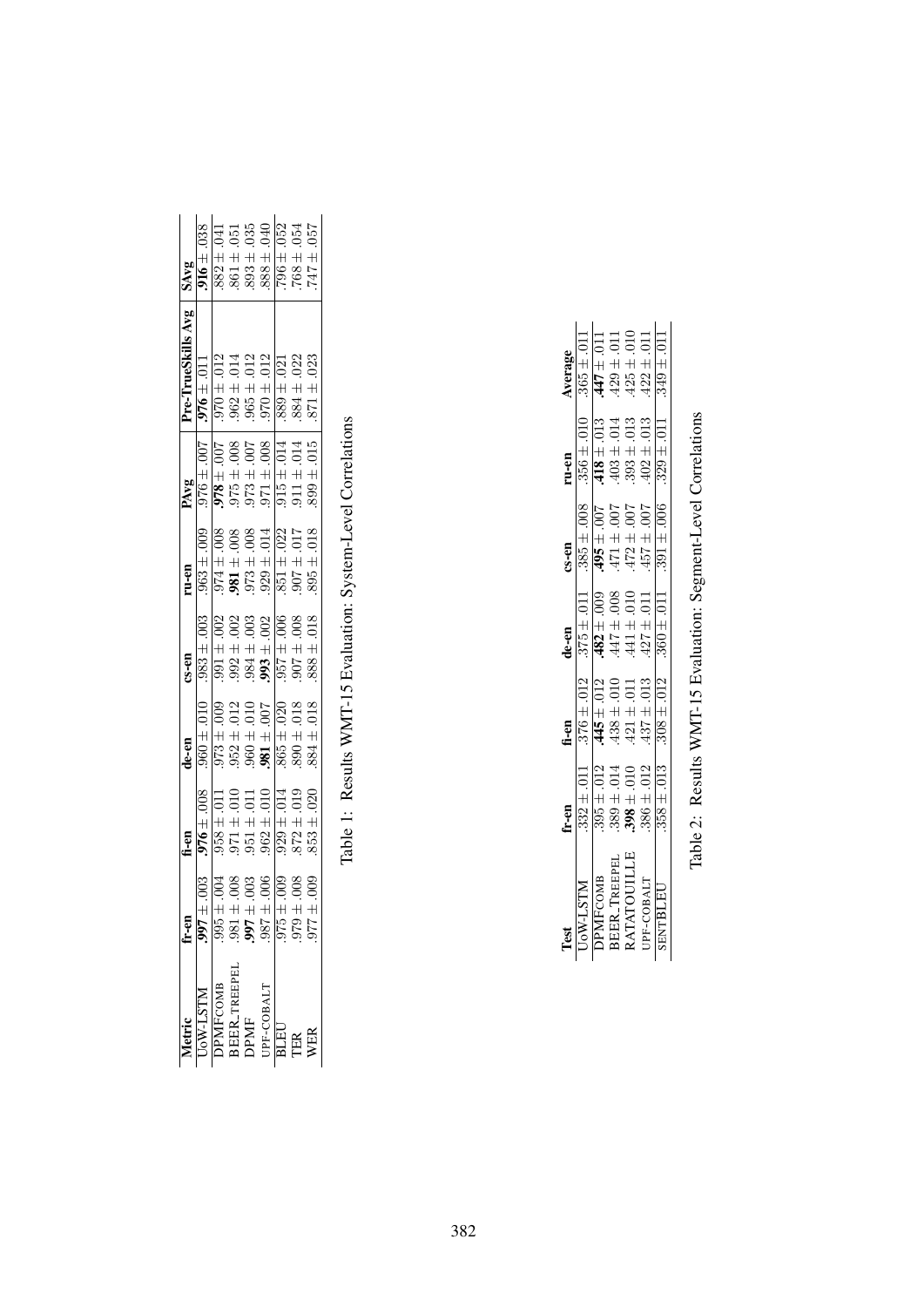| Metric | fr-en | fi-en | de-en | cs-en | ru-en | PAvg | Pre-TrueSkills Avg | SAvg |
|---|---|---|---|---|---|---|---|---|
| UoW-LSTM | **.997** ± .003 | **.976** ± .008 | .960 ± .010 | .983 ± .003 | .963 ± .009 | .976 ± .007 | **.976** ± .011 | **.916** ± .038 |
| DPMFCOMB | .995 ± .004 | .958 ± .011 | .973 ± .009 | .991 ± .002 | .974 ± .008 | **.978** ± .007 | .970 ± .012 | .882 ± .041 |
| BEER_TREEPEL | .981 ± .008 | .971 ± .010 | .952 ± .012 | .992 ± .002 | **.981** ± .008 | .975 ± .008 | .962 ± .014 | .861 ± .051 |
| DPMF | **.997** ± .003 | .951 ± .011 | .960 ± .010 | .984 ± .003 | .973 ± .008 | .973 ± .007 | .965 ± .012 | .893 ± .035 |
| UPF-COBALT | .987 ± .006 | .962 ± .010 | **.981** ± .007 | **.993** ± .002 | .929 ± .014 | .971 ± .008 | .970 ± .012 | .888 ± .040 |
| BLEU | .975 ± .009 | .929 ± .014 | .865 ± .020 | .957 ± .006 | .851 ± .022 | .915 ± .014 | .889 ± .021 | .796 ± .052 |
| TER | .979 ± .008 | .872 ± .019 | .890 ± .018 | .907 ± .008 | .907 ± .017 | .911 ± .014 | .884 ± .022 | .768 ± .054 |
| WER | .977 ± .009 | .853 ± .020 | .884 ± .018 | .888 ± .018 | .895 ± .018 | .899 ± .015 | .871 ± .023 | .747 ± .057 |

Table 1: Results WMT-15 Evaluation: System-Level Correlations

| Test | fr-en | fi-en | de-en | cs-en | ru-en | Average |
|---|---|---|---|---|---|---|
| UoW-LSTM | .332 ± .011 | .376 ± .012 | .375 ± .011 | .385 ± .008 | .356 ± .010 | .365 ± .011 |
| DPMFCOMB | .395 ± .012 | **.445** ± .012 | **.482** ± .009 | **.495** ± .007 | **.418** ± .013 | **.447** ± .011 |
| BEER_TREEPEL | .389 ± .014 | .438 ± .010 | .447 ± .008 | .471 ± .007 | .403 ± .014 | .429 ± .011 |
| RATATOUILLE | **.398** ± .010 | .421 ± .011 | .441 ± .010 | .472 ± .007 | .393 ± .013 | .425 ± .010 |
| UPF-COBALT | .386 ± .012 | .437 ± .013 | .427 ± .011 | .457 ± .007 | .402 ± .013 | .422 ± .011 |
| SENTBLEU | .358 ± .013 | .308 ± .012 | .360 ± .011 | .391 ± .006 | .329 ± .011 | .349 ± .011 |

Table 2: Results WMT-15 Evaluation: Segment-Level Correlations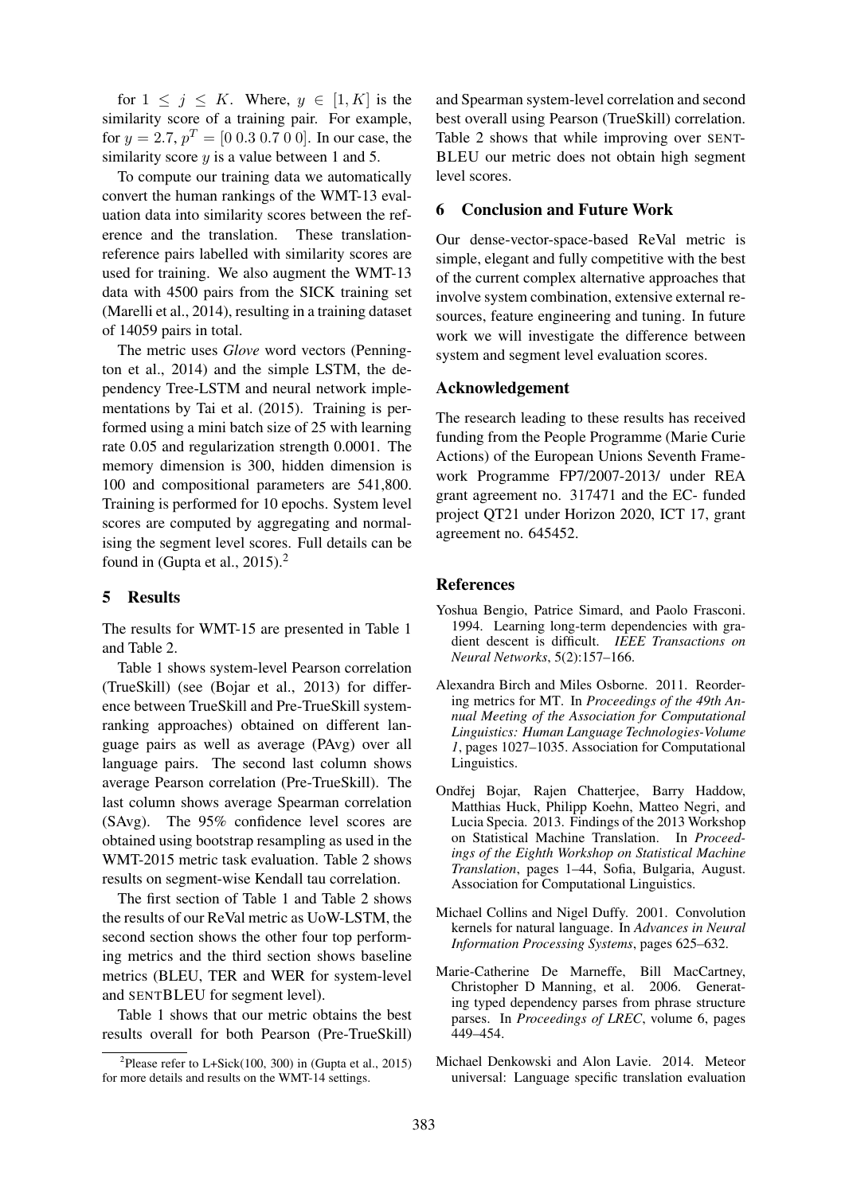for $1 \leq j \leq K$. Where, $y \in [1, K]$ is the similarity score of a training pair. For example, for $y = 2.7$, $p^T = [0\ 0.3\ 0.7\ 0\ 0]$. In our case, the similarity score $y$ is a value between 1 and 5.

To compute our training data we automatically convert the human rankings of the WMT-13 evaluation data into similarity scores between the reference and the translation. These translation-reference pairs labelled with similarity scores are used for training. We also augment the WMT-13 data with 4500 pairs from the SICK training set (Marelli et al., 2014), resulting in a training dataset of 14059 pairs in total.

The metric uses *Glove* word vectors (Pennington et al., 2014) and the simple LSTM, the dependency Tree-LSTM and neural network implementations by Tai et al. (2015). Training is performed using a mini batch size of 25 with learning rate 0.05 and regularization strength 0.0001. The memory dimension is 300, hidden dimension is 100 and compositional parameters are 541,800. Training is performed for 10 epochs. System level scores are computed by aggregating and normalising the segment level scores. Full details can be found in (Gupta et al., 2015).[2]

## 5 Results

The results for WMT-15 are presented in Table 1 and Table 2.

Table 1 shows system-level Pearson correlation (TrueSkill) (see (Bojar et al., 2013) for difference between TrueSkill and Pre-TrueSkill system-ranking approaches) obtained on different language pairs as well as average (PAvg) over all language pairs. The second last column shows average Pearson correlation (Pre-TrueSkill). The last column shows average Spearman correlation (SAvg). The 95% confidence level scores are obtained using bootstrap resampling as used in the WMT-2015 metric task evaluation. Table 2 shows results on segment-wise Kendall tau correlation.

The first section of Table 1 and Table 2 shows the results of our ReVal metric as UoW-LSTM, the second section shows the other four top performing metrics and the third section shows baseline metrics (BLEU, TER and WER for system-level and SENTBLEU for segment level).

Table 1 shows that our metric obtains the best results overall for both Pearson (Pre-TrueSkill) and Spearman system-level correlation and second best overall using Pearson (TrueSkill) correlation. Table 2 shows that while improving over SENTBLEU our metric does not obtain high segment level scores.

[2] Please refer to L+Sick(100, 300) in (Gupta et al., 2015) for more details and results on the WMT-14 settings.

## 6 Conclusion and Future Work

Our dense-vector-space-based ReVal metric is simple, elegant and fully competitive with the best of the current complex alternative approaches that involve system combination, extensive external resources, feature engineering and tuning. In future work we will investigate the difference between system and segment level evaluation scores.

## Acknowledgement

The research leading to these results has received funding from the People Programme (Marie Curie Actions) of the European Unions Seventh Framework Programme FP7/2007-2013/ under REA grant agreement no. 317471 and the EC- funded project QT21 under Horizon 2020, ICT 17, grant agreement no. 645452.

## References

Yoshua Bengio, Patrice Simard, and Paolo Frasconi. 1994. Learning long-term dependencies with gradient descent is difficult. *IEEE Transactions on Neural Networks*, 5(2):157–166.

Alexandra Birch and Miles Osborne. 2011. Reordering metrics for MT. In *Proceedings of the 49th Annual Meeting of the Association for Computational Linguistics: Human Language Technologies-Volume 1*, pages 1027–1035. Association for Computational Linguistics.

Ondřej Bojar, Rajen Chatterjee, Barry Haddow, Matthias Huck, Philipp Koehn, Matteo Negri, and Lucia Specia. 2013. Findings of the 2013 Workshop on Statistical Machine Translation. In *Proceedings of the Eighth Workshop on Statistical Machine Translation*, pages 1–44, Sofia, Bulgaria, August. Association for Computational Linguistics.

Michael Collins and Nigel Duffy. 2001. Convolution kernels for natural language. In *Advances in Neural Information Processing Systems*, pages 625–632.

Marie-Catherine De Marneffe, Bill MacCartney, Christopher D Manning, et al. 2006. Generating typed dependency parses from phrase structure parses. In *Proceedings of LREC*, volume 6, pages 449–454.

Michael Denkowski and Alon Lavie. 2014. Meteor universal: Language specific translation evaluation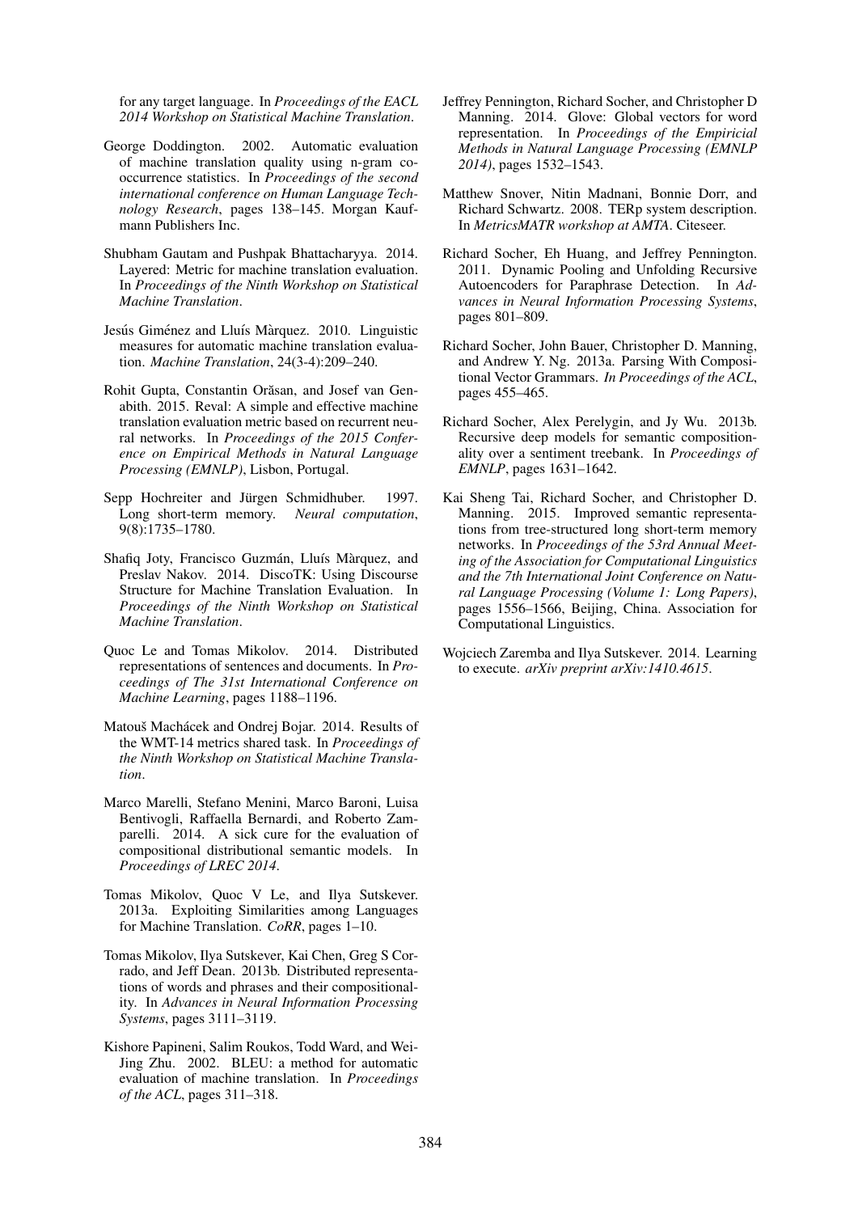for any target language. In *Proceedings of the EACL 2014 Workshop on Statistical Machine Translation*.

George Doddington. 2002. Automatic evaluation of machine translation quality using n-gram co-occurrence statistics. In *Proceedings of the second international conference on Human Language Technology Research*, pages 138–145. Morgan Kaufmann Publishers Inc.

Shubham Gautam and Pushpak Bhattacharyya. 2014. Layered: Metric for machine translation evaluation. In *Proceedings of the Ninth Workshop on Statistical Machine Translation*.

Jesús Giménez and Lluís Màrquez. 2010. Linguistic measures for automatic machine translation evaluation. *Machine Translation*, 24(3-4):209–240.

Rohit Gupta, Constantin Orăsan, and Josef van Genabith. 2015. Reval: A simple and effective machine translation evaluation metric based on recurrent neural networks. In *Proceedings of the 2015 Conference on Empirical Methods in Natural Language Processing (EMNLP)*, Lisbon, Portugal.

Sepp Hochreiter and Jürgen Schmidhuber. 1997. Long short-term memory. *Neural computation*, 9(8):1735–1780.

Shafiq Joty, Francisco Guzmán, Lluís Màrquez, and Preslav Nakov. 2014. DiscoTK: Using Discourse Structure for Machine Translation Evaluation. In *Proceedings of the Ninth Workshop on Statistical Machine Translation*.

Quoc Le and Tomas Mikolov. 2014. Distributed representations of sentences and documents. In *Proceedings of The 31st International Conference on Machine Learning*, pages 1188–1196.

Matouš Machácek and Ondrej Bojar. 2014. Results of the WMT-14 metrics shared task. In *Proceedings of the Ninth Workshop on Statistical Machine Translation*.

Marco Marelli, Stefano Menini, Marco Baroni, Luisa Bentivogli, Raffaella Bernardi, and Roberto Zamparelli. 2014. A sick cure for the evaluation of compositional distributional semantic models. In *Proceedings of LREC 2014*.

Tomas Mikolov, Quoc V Le, and Ilya Sutskever. 2013a. Exploiting Similarities among Languages for Machine Translation. *CoRR*, pages 1–10.

Tomas Mikolov, Ilya Sutskever, Kai Chen, Greg S Corrado, and Jeff Dean. 2013b. Distributed representations of words and phrases and their compositionality. In *Advances in Neural Information Processing Systems*, pages 3111–3119.

Kishore Papineni, Salim Roukos, Todd Ward, and Wei-Jing Zhu. 2002. BLEU: a method for automatic evaluation of machine translation. In *Proceedings of the ACL*, pages 311–318.

Jeffrey Pennington, Richard Socher, and Christopher D Manning. 2014. Glove: Global vectors for word representation. In *Proceedings of the Empiricial Methods in Natural Language Processing (EMNLP 2014)*, pages 1532–1543.

Matthew Snover, Nitin Madnani, Bonnie Dorr, and Richard Schwartz. 2008. TERp system description. In *MetricsMATR workshop at AMTA*. Citeseer.

Richard Socher, Eh Huang, and Jeffrey Pennington. 2011. Dynamic Pooling and Unfolding Recursive Autoencoders for Paraphrase Detection. In *Advances in Neural Information Processing Systems*, pages 801–809.

Richard Socher, John Bauer, Christopher D. Manning, and Andrew Y. Ng. 2013a. Parsing With Compositional Vector Grammars. *In Proceedings of the ACL*, pages 455–465.

Richard Socher, Alex Perelygin, and Jy Wu. 2013b. Recursive deep models for semantic compositionality over a sentiment treebank. In *Proceedings of EMNLP*, pages 1631–1642.

Kai Sheng Tai, Richard Socher, and Christopher D. Manning. 2015. Improved semantic representations from tree-structured long short-term memory networks. In *Proceedings of the 53rd Annual Meeting of the Association for Computational Linguistics and the 7th International Joint Conference on Natural Language Processing (Volume 1: Long Papers)*, pages 1556–1566, Beijing, China. Association for Computational Linguistics.

Wojciech Zaremba and Ilya Sutskever. 2014. Learning to execute. *arXiv preprint arXiv:1410.4615*.